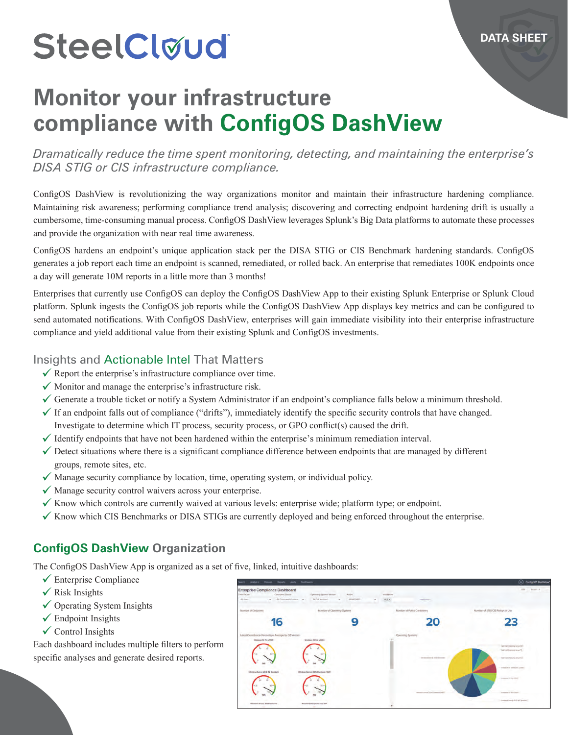SteelCloud

DATA SHEET

# Monitor your infrastructure compliance with ConfigOS DashView

*Dramatically reduce the time spent monitoring, detecting, and maintaining the enterprise's DISA STIG or CIS infrastructure compliance.*

ConfigOS DashView is revolutionizing the way organizations monitor and maintain their infrastructure hardening compliance. Maintaining risk awareness; performing compliance trend analysis; discovering and correcting endpoint hardening drift is usually a cumbersome, time-consuming manual process. ConfigOS DashView leverages Splunk's Big Data platforms to automate these processes and provide the organization with near real time awareness.

ConfigOS hardens an endpoint's unique application stack per the DISA STIG or CIS Benchmark hardening standards. ConfigOS generates a job report each time an endpoint is scanned, remediated, or rolled back. An enterprise that remediates 100K endpoints once a day will generate 10M reports in a little more than 3 months!

Enterprises that currently use ConfigOS can deploy the ConfigOS DashView App to their existing Splunk Enterprise or Splunk Cloud platform. Splunk ingests the ConfigOS job reports while the ConfigOS DashView App displays key metrics and can be configured to send automated notifications. With ConfigOS DashView, enterprises will gain immediate visibility into their enterprise infrastructure compliance and yield additional value from their existing Splunk and ConfigOS investments.

## Insights and Actionable Intel That Matters

- ✓ Report the enterprise's infrastructure compliance over time.
- ✓ Monitor and manage the enterprise's infrastructure risk.
- ✓ Generate a trouble ticket or notify a System Administrator if an endpoint's compliance falls below a minimum threshold.
- ✓ If an endpoint falls out of compliance ("drifts"), immediately identify the specific security controls that have changed. Investigate to determine which IT process, security process, or GPO conflict(s) caused the drift.
- ✓ Identify endpoints that have not been hardened within the enterprise's minimum remediation interval.
- ✓ Detect situations where there is a significant compliance difference between endpoints that are managed by different groups, remote sites, etc.
- ✓ Manage security compliance by location, time, operating system, or individual policy.
- ✓ Manage security control waivers across your enterprise.
- ✓ Know which controls are currently waived at various levels: enterprise wide; platform type; or endpoint.
- ✓ Know which CIS Benchmarks or DISA STIGs are currently deployed and being enforced throughout the enterprise.

## ConfigOS DashView Organization

The ConfigOS DashView App is organized as a set of five, linked, intuitive dashboards:

- ✓ Enterprise Compliance
- ✓ Risk Insights
- ✓ Operating System Insights
- ✓ Endpoint Insights
- ✓ Control Insights

Each dashboard includes multiple filters to perform specific analyses and generate desired reports.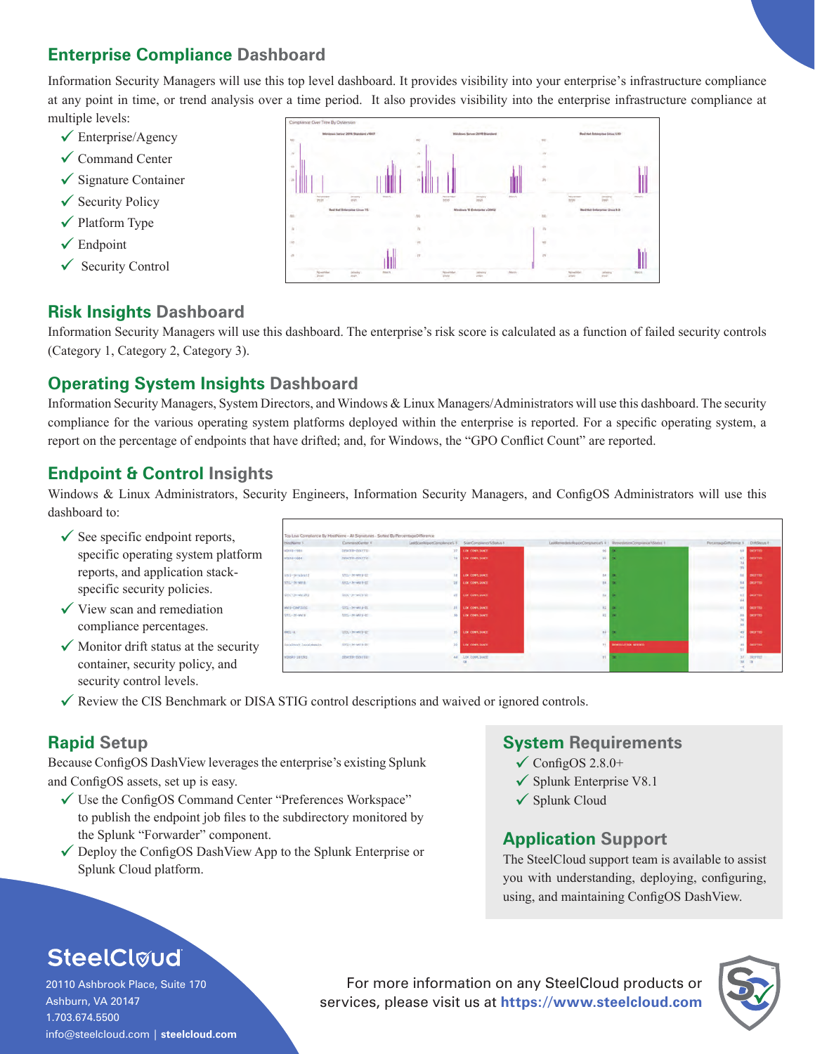## Enterprise Compliance Dashboard

Information Security Managers will use this top level dashboard. It provides visibility into your enterprise's infrastructure compliance at any point in time, or trend analysis over a time period. It also provides visibility into the enterprise infrastructure compliance at multiple levels:

- ✓ Enterprise/Agency
- ✓ Command Center
- ✓ Signature Container
- ✓ Security Policy
- ✓ Platform Type
- ✓ Endpoint
- ✓ Security Control

## Risk Insights Dashboard

Information Security Managers will use this dashboard. The enterprise's risk score is calculated as a function of failed security controls (Category 1, Category 2, Category 3).

## Operating System Insights Dashboard

Information Security Managers, System Directors, and Windows & Linux Managers/Administrators will use this dashboard. The security compliance for the various operating system platforms deployed within the enterprise is reported. For a specific operating system, a report on the percentage of endpoints that have drifted; and, for Windows, the "GPO Conflict Count" are reported.

## Endpoint & Control Insights

Windows & Linux Administrators, Security Engineers, Information Security Managers, and ConfigOS Administrators will use this dashboard to:

- ✓ See specific endpoint reports, specific operating system platform reports, and application stack-specific security policies.
- ✓ View scan and remediation compliance percentages.
- ✓ Monitor drift status at the security container, security policy, and security control levels.
- ✓ Review the CIS Benchmark or DISA STIG control descriptions and waived or ignored controls.

## Rapid Setup

Because ConfigOS DashView leverages the enterprise's existing Splunk and ConfigOS assets, set up is easy.

- ✓ Use the ConfigOS Command Center "Preferences Workspace" to publish the endpoint job files to the subdirectory monitored by the Splunk "Forwarder" component.
- ✓ Deploy the ConfigOS DashView App to the Splunk Enterprise or Splunk Cloud platform.

## System Requirements

- ✓ ConfigOS 2.8.0+
- ✓ Splunk Enterprise V8.1
- ✓ Splunk Cloud

## Application Support

The SteelCloud support team is available to assist you with understanding, deploying, configuring, using, and maintaining ConfigOS DashView.

**SteelCloud**

20110 Ashbrook Place, Suite 170
Ashburn, VA 20147
1.703.674.5500
info@steelcloud.com | **steelcloud.com**

For more information on any SteelCloud products or services, please visit us at **https://www.steelcloud.com**